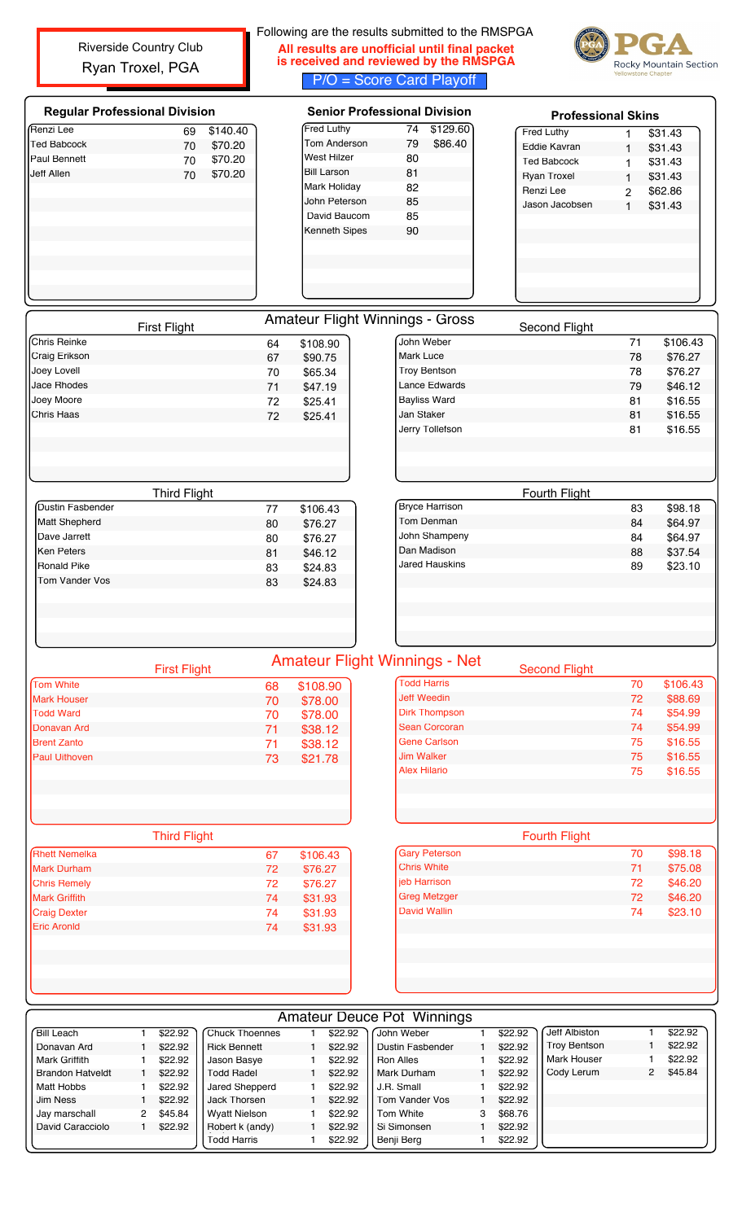Riverside Country Club
Ryan Troxel, PGA

Following are the results submitted to the RMSPGA

**All results are unofficial until final packet is received and reviewed by the RMSPGA**

P/O = Score Card Playoff

PGA Rocky Mountain Section Yellowstone Chapter

## Regular Professional Division

| Name | Score | Winnings |
|---|---|---|
| Renzi Lee | 69 | $140.40 |
| Ted Babcock | 70 | $70.20 |
| Paul Bennett | 70 | $70.20 |
| Jeff Allen | 70 | $70.20 |

## Senior Professional Division

| Name | Score | Winnings |
|---|---|---|
| Fred Luthy | 74 | $129.60 |
| Tom Anderson | 79 | $86.40 |
| West Hilzer | 80 | |
| Bill Larson | 81 | |
| Mark Holiday | 82 | |
| John Peterson | 85 | |
| David Baucom | 85 | |
| Kenneth Sipes | 90 | |

## Professional Skins

| Name | Skins | Winnings |
|---|---|---|
| Fred Luthy | 1 | $31.43 |
| Eddie Kavran | 1 | $31.43 |
| Ted Babcock | 1 | $31.43 |
| Ryan Troxel | 1 | $31.43 |
| Renzi Lee | 2 | $62.86 |
| Jason Jacobsen | 1 | $31.43 |

## Amateur Flight Winnings - Gross

### First Flight

| Name | Score | Winnings |
|---|---|---|
| Chris Reinke | 64 | $108.90 |
| Craig Erikson | 67 | $90.75 |
| Joey Lovell | 70 | $65.34 |
| Jace Rhodes | 71 | $47.19 |
| Joey Moore | 72 | $25.41 |
| Chris Haas | 72 | $25.41 |

### Second Flight

| Name | Score | Winnings |
|---|---|---|
| John Weber | 71 | $106.43 |
| Mark Luce | 78 | $76.27 |
| Troy Bentson | 78 | $76.27 |
| Lance Edwards | 79 | $46.12 |
| Bayliss Ward | 81 | $16.55 |
| Jan Staker | 81 | $16.55 |
| Jerry Tollefson | 81 | $16.55 |

### Third Flight

| Name | Score | Winnings |
|---|---|---|
| Dustin Fasbender | 77 | $106.43 |
| Matt Shepherd | 80 | $76.27 |
| Dave Jarrett | 80 | $76.27 |
| Ken Peters | 81 | $46.12 |
| Ronald Pike | 83 | $24.83 |
| Tom Vander Vos | 83 | $24.83 |

### Fourth Flight

| Name | Score | Winnings |
|---|---|---|
| Bryce Harrison | 83 | $98.18 |
| Tom Denman | 84 | $64.97 |
| John Shampeny | 84 | $64.97 |
| Dan Madison | 88 | $37.54 |
| Jared Hauskins | 89 | $23.10 |

## Amateur Flight Winnings - Net

### First Flight

| Name | Score | Winnings |
|---|---|---|
| Tom White | 68 | $108.90 |
| Mark Houser | 70 | $78.00 |
| Todd Ward | 70 | $78.00 |
| Donavan Ard | 71 | $38.12 |
| Brent Zanto | 71 | $38.12 |
| Paul Uithoven | 73 | $21.78 |

### Second Flight

| Name | Score | Winnings |
|---|---|---|
| Todd Harris | 70 | $106.43 |
| Jeff Weedin | 72 | $88.69 |
| Dirk Thompson | 74 | $54.99 |
| Sean Corcoran | 74 | $54.99 |
| Gene Carlson | 75 | $16.55 |
| Jim Walker | 75 | $16.55 |
| Alex Hilario | 75 | $16.55 |

### Third Flight

| Name | Score | Winnings |
|---|---|---|
| Rhett Nemelka | 67 | $106.43 |
| Mark Durham | 72 | $76.27 |
| Chris Remely | 72 | $76.27 |
| Mark Griffith | 74 | $31.93 |
| Craig Dexter | 74 | $31.93 |
| Eric Aronld | 74 | $31.93 |

### Fourth Flight

| Name | Score | Winnings |
|---|---|---|
| Gary Peterson | 70 | $98.18 |
| Chris White | 71 | $75.08 |
| jeb Harrison | 72 | $46.20 |
| Greg Metzger | 72 | $46.20 |
| David Wallin | 74 | $23.10 |

## Amateur Deuce Pot Winnings

| Name | Deuces | Winnings |
|---|---|---|
| Bill Leach | 1 | $22.92 |
| Donavan Ard | 1 | $22.92 |
| Mark Griffith | 1 | $22.92 |
| Brandon Hatveldt | 1 | $22.92 |
| Matt Hobbs | 1 | $22.92 |
| Jim Ness | 1 | $22.92 |
| Jay marschall | 2 | $45.84 |
| David Caracciolo | 1 | $22.92 |
| Chuck Thoennes | 1 | $22.92 |
| Rick Bennett | 1 | $22.92 |
| Jason Basye | 1 | $22.92 |
| Todd Radel | 1 | $22.92 |
| Jared Shepperd | 1 | $22.92 |
| Jack Thorsen | 1 | $22.92 |
| Wyatt Nielson | 1 | $22.92 |
| Robert k (andy) | 1 | $22.92 |
| Todd Harris | 1 | $22.92 |
| John Weber | 1 | $22.92 |
| Dustin Fasbender | 1 | $22.92 |
| Ron Alles | 1 | $22.92 |
| Mark Durham | 1 | $22.92 |
| J.R. Small | 1 | $22.92 |
| Tom Vander Vos | 1 | $22.92 |
| Tom White | 3 | $68.76 |
| Si Simonsen | 1 | $22.92 |
| Benji Berg | 1 | $22.92 |
| Jeff Albiston | 1 | $22.92 |
| Troy Bentson | 1 | $22.92 |
| Mark Houser | 1 | $22.92 |
| Cody Lerum | 2 | $45.84 |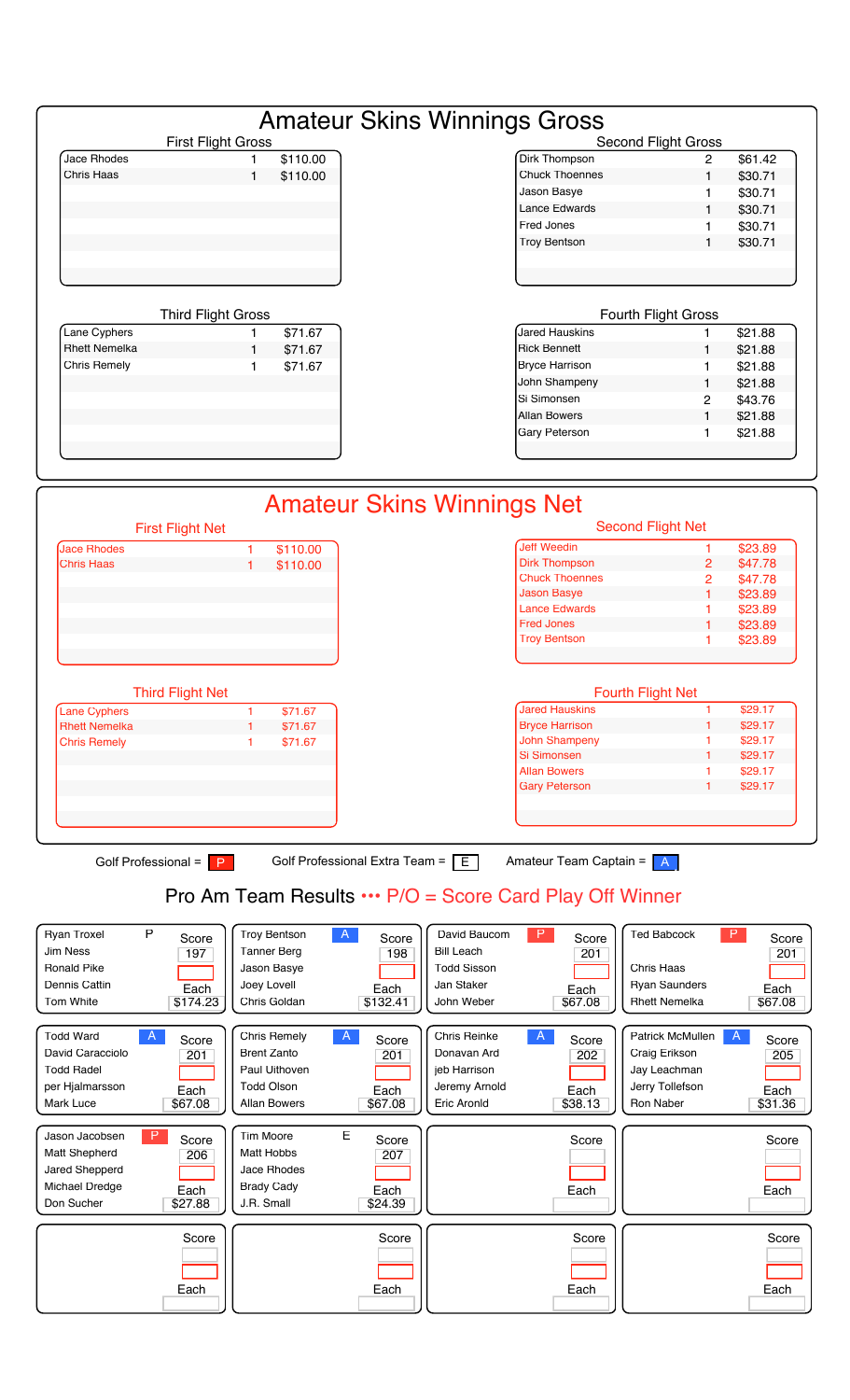# Amateur Skins Winnings Gross

### First Flight Gross

| | | |
|---|---|---|
| Jace Rhodes | 1 | $110.00 |
| Chris Haas | 1 | $110.00 |

### Second Flight Gross

| | | |
|---|---|---|
| Dirk Thompson | 2 | $61.42 |
| Chuck Thoennes | 1 | $30.71 |
| Jason Basye | 1 | $30.71 |
| Lance Edwards | 1 | $30.71 |
| Fred Jones | 1 | $30.71 |
| Troy Bentson | 1 | $30.71 |

### Third Flight Gross

| | | |
|---|---|---|
| Lane Cyphers | 1 | $71.67 |
| Rhett Nemelka | 1 | $71.67 |
| Chris Remely | 1 | $71.67 |

### Fourth Flight Gross

| | | |
|---|---|---|
| Jared Hauskins | 1 | $21.88 |
| Rick Bennett | 1 | $21.88 |
| Bryce Harrison | 1 | $21.88 |
| John Shampeny | 1 | $21.88 |
| Si Simonsen | 2 | $43.76 |
| Allan Bowers | 1 | $21.88 |
| Gary Peterson | 1 | $21.88 |

# Amateur Skins Winnings Net

### First Flight Net

| | | |
|---|---|---|
| Jace Rhodes | 1 | $110.00 |
| Chris Haas | 1 | $110.00 |

### Second Flight Net

| | | |
|---|---|---|
| Jeff Weedin | 1 | $23.89 |
| Dirk Thompson | 2 | $47.78 |
| Chuck Thoennes | 2 | $47.78 |
| Jason Basye | 1 | $23.89 |
| Lance Edwards | 1 | $23.89 |
| Fred Jones | 1 | $23.89 |
| Troy Bentson | 1 | $23.89 |

### Third Flight Net

| | | |
|---|---|---|
| Lane Cyphers | 1 | $71.67 |
| Rhett Nemelka | 1 | $71.67 |
| Chris Remely | 1 | $71.67 |

### Fourth Flight Net

| | | |
|---|---|---|
| Jared Hauskins | 1 | $29.17 |
| Bryce Harrison | 1 | $29.17 |
| John Shampeny | 1 | $29.17 |
| Si Simonsen | 1 | $29.17 |
| Allan Bowers | 1 | $29.17 |
| Gary Peterson | 1 | $29.17 |

Golf Professional = P     Golf Professional Extra Team = E     Amateur Team Captain = A

## Pro Am Team Results ••• P/O = Score Card Play Off Winner

| Team | Score | Each |
|---|---|---|
| Ryan Troxel (P), Jim Ness, Ronald Pike, Dennis Cattin, Tom White | 197 | $174.23 |
| Troy Bentson (A), Tanner Berg, Jason Basye, Joey Lovell, Chris Goldan | 198 | $132.41 |
| David Baucom (P), Bill Leach, Todd Sisson, Jan Staker, John Weber | 201 | $67.08 |
| Ted Babcock (P), Chris Haas, Ryan Saunders, Rhett Nemelka | 201 | $67.08 |
| Todd Ward (A), David Caracciolo, Todd Radel, per Hjalmarsson, Mark Luce | 201 | $67.08 |
| Chris Remely (A), Brent Zanto, Paul Uithoven, Todd Olson, Allan Bowers | 201 | $67.08 |
| Chris Reinke (A), Donavan Ard, jeb Harrison, Jeremy Arnold, Eric Aronld | 202 | $38.13 |
| Patrick McMullen (A), Craig Erikson, Jay Leachman, Jerry Tollefson, Ron Naber | 205 | $31.36 |
| Jason Jacobsen (P), Matt Shepherd, Jared Shepperd, Michael Dredge, Don Sucher | 206 | $27.88 |
| Tim Moore (E), Matt Hobbs, Jace Rhodes, Brady Cady, J.R. Small | 207 | $24.39 |